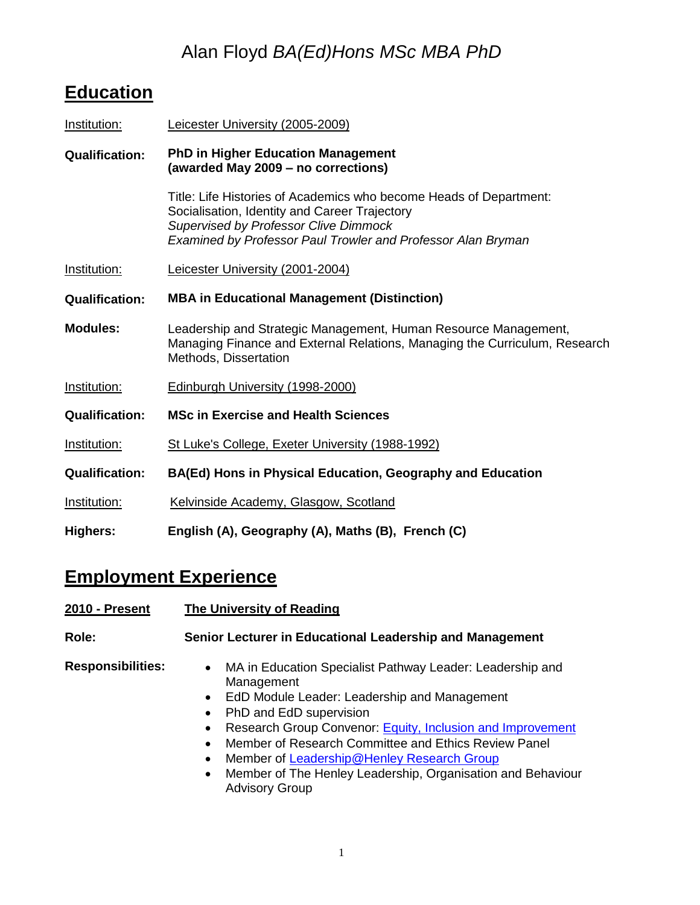# Alan Floyd *BA(Ed)Hons MSc MBA PhD*

## Education

Institution: Leicester University (2005-2009)

**Qualification:** **PhD in Higher Education Management (awarded May 2009 – no corrections)**

Title: Life Histories of Academics who become Heads of Department: Socialisation, Identity and Career Trajectory
*Supervised by Professor Clive Dimmock*
*Examined by Professor Paul Trowler and Professor Alan Bryman*

Institution: Leicester University (2001-2004)

**Qualification:** **MBA in Educational Management (Distinction)**

**Modules:** Leadership and Strategic Management, Human Resource Management, Managing Finance and External Relations, Managing the Curriculum, Research Methods, Dissertation

Institution: Edinburgh University (1998-2000)

**Qualification:** **MSc in Exercise and Health Sciences**

Institution: St Luke's College, Exeter University (1988-1992)

**Qualification:** **BA(Ed) Hons in Physical Education, Geography and Education**

Institution: Kelvinside Academy, Glasgow, Scotland

**Highers:** **English (A), Geography (A), Maths (B), French (C)**

## Employment Experience

**2010 - Present** **The University of Reading**

**Role:** **Senior Lecturer in Educational Leadership and Management**

**Responsibilities:**

- MA in Education Specialist Pathway Leader: Leadership and Management
- EdD Module Leader: Leadership and Management
- PhD and EdD supervision
- Research Group Convenor: Equity, Inclusion and Improvement
- Member of Research Committee and Ethics Review Panel
- Member of Leadership@Henley Research Group
- Member of The Henley Leadership, Organisation and Behaviour Advisory Group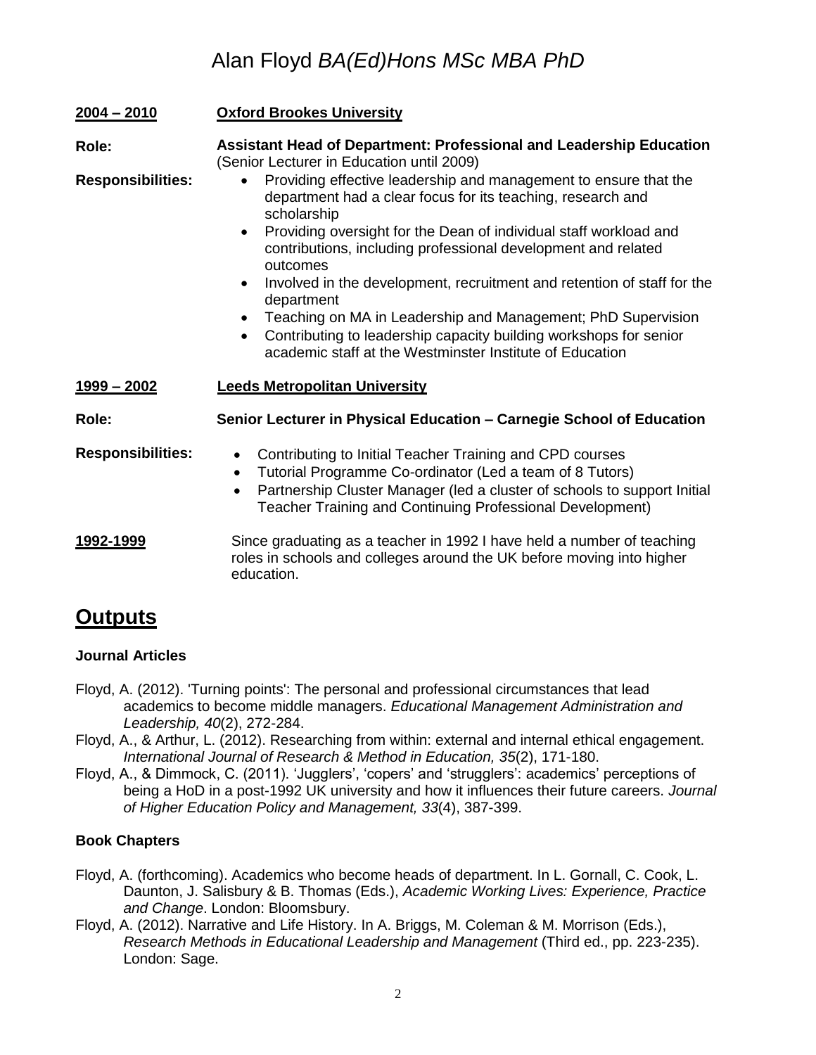# Alan Floyd *BA(Ed)Hons MSc MBA PhD*

**2004 – 2010** **Oxford Brookes University**

**Role:** **Assistant Head of Department: Professional and Leadership Education**
(Senior Lecturer in Education until 2009)

**Responsibilities:**

- Providing effective leadership and management to ensure that the department had a clear focus for its teaching, research and scholarship
- Providing oversight for the Dean of individual staff workload and contributions, including professional development and related outcomes
- Involved in the development, recruitment and retention of staff for the department
- Teaching on MA in Leadership and Management; PhD Supervision
- Contributing to leadership capacity building workshops for senior academic staff at the Westminster Institute of Education

**1999 – 2002** **Leeds Metropolitan University**

**Role:** **Senior Lecturer in Physical Education – Carnegie School of Education**

**Responsibilities:**

- Contributing to Initial Teacher Training and CPD courses
- Tutorial Programme Co-ordinator (Led a team of 8 Tutors)
- Partnership Cluster Manager (led a cluster of schools to support Initial Teacher Training and Continuing Professional Development)

**1992-1999** Since graduating as a teacher in 1992 I have held a number of teaching roles in schools and colleges around the UK before moving into higher education.

## Outputs

### Journal Articles

Floyd, A. (2012). 'Turning points': The personal and professional circumstances that lead academics to become middle managers. *Educational Management Administration and Leadership, 40*(2), 272-284.

Floyd, A., & Arthur, L. (2012). Researching from within: external and internal ethical engagement. *International Journal of Research & Method in Education, 35*(2), 171-180.

Floyd, A., & Dimmock, C. (2011). 'Jugglers', 'copers' and 'strugglers': academics' perceptions of being a HoD in a post-1992 UK university and how it influences their future careers. *Journal of Higher Education Policy and Management, 33*(4), 387-399.

### Book Chapters

Floyd, A. (forthcoming). Academics who become heads of department. In L. Gornall, C. Cook, L. Daunton, J. Salisbury & B. Thomas (Eds.), *Academic Working Lives: Experience, Practice and Change*. London: Bloomsbury.

Floyd, A. (2012). Narrative and Life History. In A. Briggs, M. Coleman & M. Morrison (Eds.), *Research Methods in Educational Leadership and Management* (Third ed., pp. 223-235). London: Sage.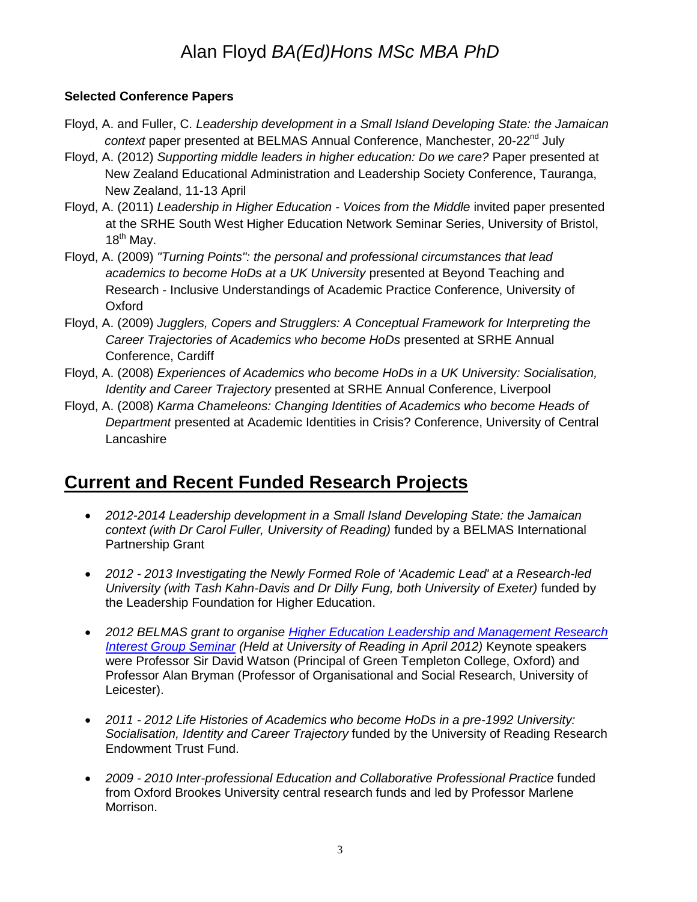# Alan Floyd *BA(Ed)Hons MSc MBA PhD*

**Selected Conference Papers**

Floyd, A. and Fuller, C. *Leadership development in a Small Island Developing State: the Jamaican context* paper presented at BELMAS Annual Conference, Manchester, 20-22nd July

Floyd, A. (2012) *Supporting middle leaders in higher education: Do we care?* Paper presented at New Zealand Educational Administration and Leadership Society Conference, Tauranga, New Zealand, 11-13 April

Floyd, A. (2011) *Leadership in Higher Education - Voices from the Middle* invited paper presented at the SRHE South West Higher Education Network Seminar Series, University of Bristol, 18th May.

Floyd, A. (2009) *"Turning Points": the personal and professional circumstances that lead academics to become HoDs at a UK University* presented at Beyond Teaching and Research - Inclusive Understandings of Academic Practice Conference, University of Oxford

Floyd, A. (2009) *Jugglers, Copers and Strugglers: A Conceptual Framework for Interpreting the Career Trajectories of Academics who become HoDs* presented at SRHE Annual Conference, Cardiff

Floyd, A. (2008) *Experiences of Academics who become HoDs in a UK University: Socialisation, Identity and Career Trajectory* presented at SRHE Annual Conference, Liverpool

Floyd, A. (2008) *Karma Chameleons: Changing Identities of Academics who become Heads of Department* presented at Academic Identities in Crisis? Conference, University of Central Lancashire

## Current and Recent Funded Research Projects

- *2012-2014 Leadership development in a Small Island Developing State: the Jamaican context (with Dr Carol Fuller, University of Reading)* funded by a BELMAS International Partnership Grant

- *2012 - 2013 Investigating the Newly Formed Role of 'Academic Lead' at a Research-led University (with Tash Kahn-Davis and Dr Dilly Fung, both University of Exeter)* funded by the Leadership Foundation for Higher Education.

- *2012 BELMAS grant to organise Higher Education Leadership and Management Research Interest Group Seminar (Held at University of Reading in April 2012)* Keynote speakers were Professor Sir David Watson (Principal of Green Templeton College, Oxford) and Professor Alan Bryman (Professor of Organisational and Social Research, University of Leicester).

- *2011 - 2012 Life Histories of Academics who become HoDs in a pre-1992 University: Socialisation, Identity and Career Trajectory* funded by the University of Reading Research Endowment Trust Fund.

- *2009 - 2010 Inter-professional Education and Collaborative Professional Practice* funded from Oxford Brookes University central research funds and led by Professor Marlene Morrison.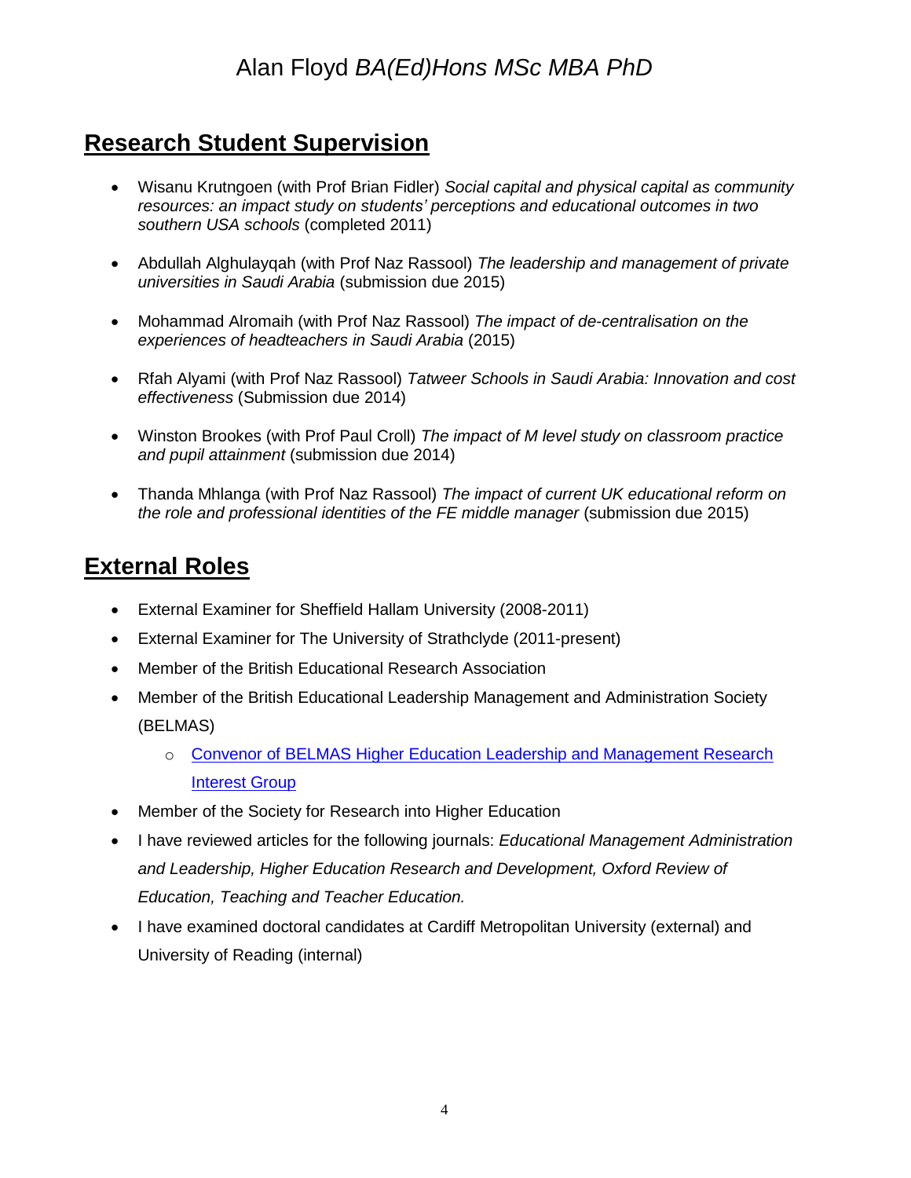## Research Student Supervision

- Wisanu Krutngoen (with Prof Brian Fidler) *Social capital and physical capital as community resources: an impact study on students' perceptions and educational outcomes in two southern USA schools* (completed 2011)
- Abdullah Alghulayqah (with Prof Naz Rassool) *The leadership and management of private universities in Saudi Arabia* (submission due 2015)
- Mohammad Alromaih (with Prof Naz Rassool) *The impact of de-centralisation on the experiences of headteachers in Saudi Arabia* (2015)
- Rfah Alyami (with Prof Naz Rassool) *Tatweer Schools in Saudi Arabia: Innovation and cost effectiveness* (Submission due 2014)
- Winston Brookes (with Prof Paul Croll) *The impact of M level study on classroom practice and pupil attainment* (submission due 2014)
- Thanda Mhlanga (with Prof Naz Rassool) *The impact of current UK educational reform on the role and professional identities of the FE middle manager* (submission due 2015)

## External Roles

- External Examiner for Sheffield Hallam University (2008-2011)
- External Examiner for The University of Strathclyde (2011-present)
- Member of the British Educational Research Association
- Member of the British Educational Leadership Management and Administration Society (BELMAS)
  - Convenor of BELMAS Higher Education Leadership and Management Research Interest Group
- Member of the Society for Research into Higher Education
- I have reviewed articles for the following journals: *Educational Management Administration and Leadership, Higher Education Research and Development, Oxford Review of Education, Teaching and Teacher Education.*
- I have examined doctoral candidates at Cardiff Metropolitan University (external) and University of Reading (internal)